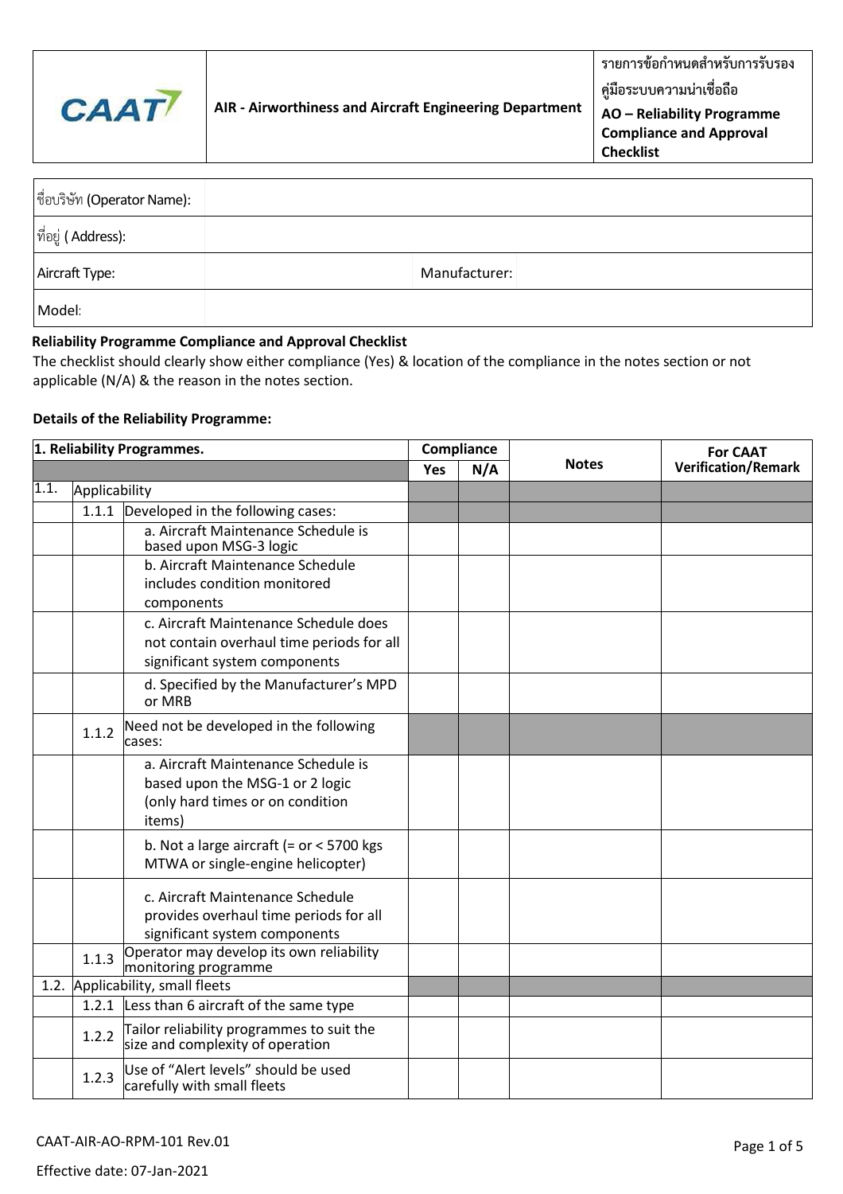| CAAT | AIR - Airworthiness and Aircraft Engineering Department | รายการข้อกำหนดสำหรับการรับรองคู่มือระบบความน่าเชื่อถือ **AO – Reliability Programme Compliance and Approval Checklist** |
|---|---|---|

| ชื่อบริษัท (Operator Name): | | | |
|---|---|---|---|
| ที่อยู่ ( Address): | | | |
| Aircraft Type: | | Manufacturer: | |
| Model: | | | |

**Reliability Programme Compliance and Approval Checklist**

The checklist should clearly show either compliance (Yes) & location of the compliance in the notes section or not applicable (N/A) & the reason in the notes section.

**Details of the Reliability Programme:**

| **1. Reliability Programmes.** | | | **Compliance** | | **Notes** | **For CAAT Verification/Remark** |
|---|---|---|---|---|---|---|
| | | | **Yes** | **N/A** | | |
| 1.1. | Applicability | | | | | |
| | 1.1.1 | Developed in the following cases: | | | | |
| | | a. Aircraft Maintenance Schedule is based upon MSG-3 logic | | | | |
| | | b. Aircraft Maintenance Schedule includes condition monitored components | | | | |
| | | c. Aircraft Maintenance Schedule does not contain overhaul time periods for all significant system components | | | | |
| | | d. Specified by the Manufacturer's MPD or MRB | | | | |
| | 1.1.2 | Need not be developed in the following cases: | | | | |
| | | a. Aircraft Maintenance Schedule is based upon the MSG-1 or 2 logic (only hard times or on condition items) | | | | |
| | | b. Not a large aircraft (= or < 5700 kgs MTWA or single-engine helicopter) | | | | |
| | | c. Aircraft Maintenance Schedule provides overhaul time periods for all significant system components | | | | |
| | 1.1.3 | Operator may develop its own reliability monitoring programme | | | | |
| 1.2. | Applicability, small fleets | | | | | |
| | 1.2.1 | Less than 6 aircraft of the same type | | | | |
| | 1.2.2 | Tailor reliability programmes to suit the size and complexity of operation | | | | |
| | 1.2.3 | Use of "Alert levels" should be used carefully with small fleets | | | | |

CAAT-AIR-AO-RPM-101 Rev.01

Effective date: 07-Jan-2021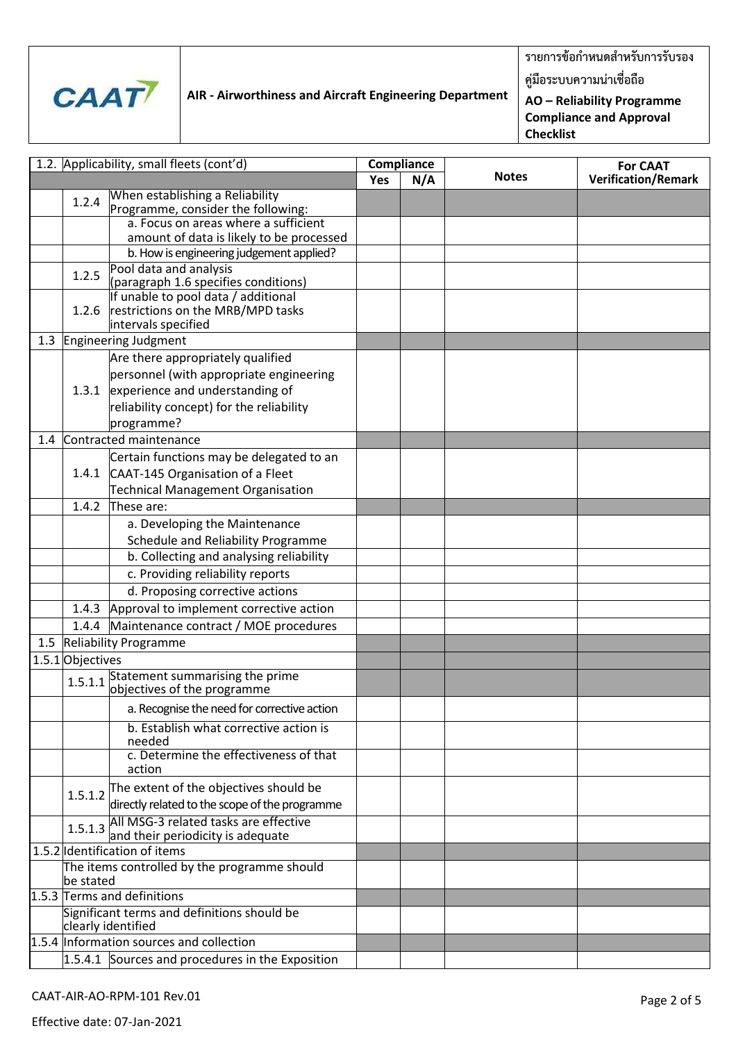| 1.2. | Applicability, small fleets (cont'd) | | Compliance | | Notes | For CAAT Verification/Remark |
|---|---|---|---|---|---|---|
| | | | Yes | N/A | | |
| | 1.2.4 | When establishing a Reliability Programme, consider the following: | | | | |
| | | a. Focus on areas where a sufficient amount of data is likely to be processed | | | | |
| | | b. How is engineering judgement applied? | | | | |
| | 1.2.5 | Pool data and analysis (paragraph 1.6 specifies conditions) | | | | |
| | 1.2.6 | If unable to pool data / additional restrictions on the MRB/MPD tasks intervals specified | | | | |
| 1.3 | Engineering Judgment | | | | | |
| | 1.3.1 | Are there appropriately qualified personnel (with appropriate engineering experience and understanding of reliability concept) for the reliability programme? | | | | |
| 1.4 | Contracted maintenance | | | | | |
| | 1.4.1 | Certain functions may be delegated to an CAAT-145 Organisation of a Fleet Technical Management Organisation | | | | |
| | 1.4.2 | These are: | | | | |
| | | a. Developing the Maintenance Schedule and Reliability Programme | | | | |
| | | b. Collecting and analysing reliability | | | | |
| | | c. Providing reliability reports | | | | |
| | | d. Proposing corrective actions | | | | |
| | 1.4.3 | Approval to implement corrective action | | | | |
| | 1.4.4 | Maintenance contract / MOE procedures | | | | |
| 1.5 | Reliability Programme | | | | | |
| 1.5.1 | Objectives | | | | | |
| | 1.5.1.1 | Statement summarising the prime objectives of the programme | | | | |
| | | a. Recognise the need for corrective action | | | | |
| | | b. Establish what corrective action is needed | | | | |
| | | c. Determine the effectiveness of that action | | | | |
| | 1.5.1.2 | The extent of the objectives should be directly related to the scope of the programme | | | | |
| | 1.5.1.3 | All MSG-3 related tasks are effective and their periodicity is adequate | | | | |
| 1.5.2 | Identification of items | | | | | |
| | The items controlled by the programme should be stated | | | | | |
| 1.5.3 | Terms and definitions | | | | | |
| | Significant terms and definitions should be clearly identified | | | | | |
| 1.5.4 | Information sources and collection | | | | | |
| | 1.5.4.1 | Sources and procedures in the Exposition | | | | |

CAAT-AIR-AO-RPM-101 Rev.01

Effective date: 07-Jan-2021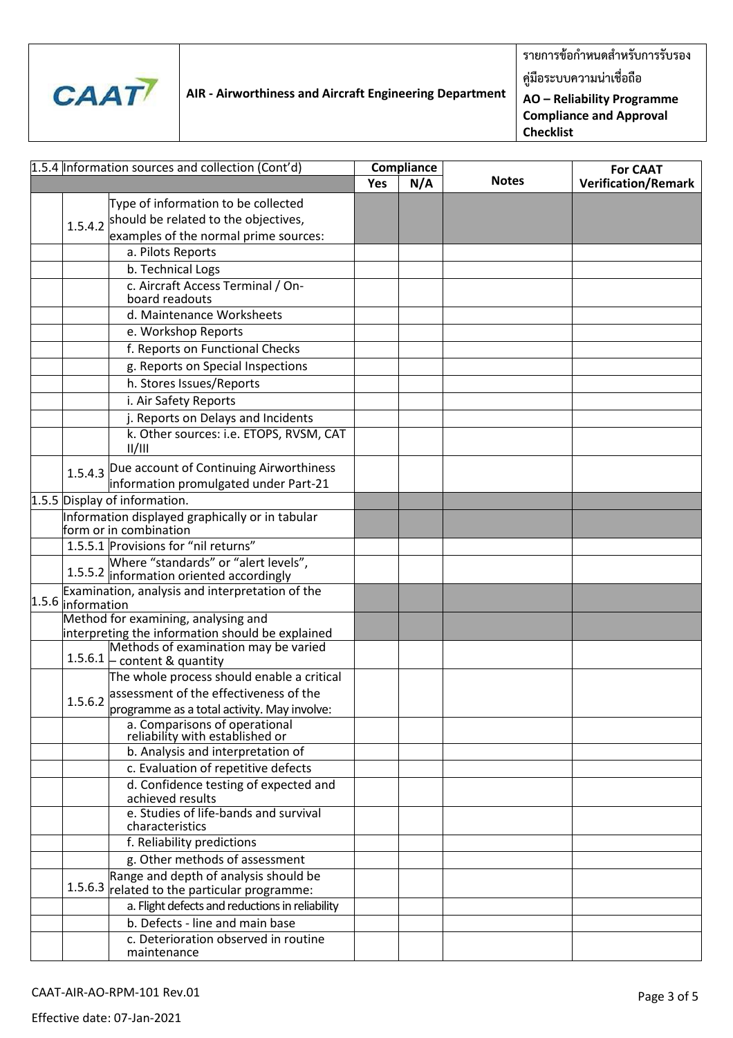| 1.5.4 | Information sources and collection (Cont'd) | | Compliance | | Notes | For CAAT Verification/Remark |
|---|---|---|---|---|---|---|
| | | | Yes | N/A | | |
| | 1.5.4.2 | Type of information to be collected should be related to the objectives, examples of the normal prime sources: | | | | |
| | | a. Pilots Reports | | | | |
| | | b. Technical Logs | | | | |
| | | c. Aircraft Access Terminal / On-board readouts | | | | |
| | | d. Maintenance Worksheets | | | | |
| | | e. Workshop Reports | | | | |
| | | f. Reports on Functional Checks | | | | |
| | | g. Reports on Special Inspections | | | | |
| | | h. Stores Issues/Reports | | | | |
| | | i. Air Safety Reports | | | | |
| | | j. Reports on Delays and Incidents | | | | |
| | | k. Other sources: i.e. ETOPS, RVSM, CAT II/III | | | | |
| | 1.5.4.3 | Due account of Continuing Airworthiness information promulgated under Part-21 | | | | |
| 1.5.5 | Display of information. | | | | | |
| | Information displayed graphically or in tabular form or in combination | | | | | |
| | 1.5.5.1 | Provisions for "nil returns" | | | | |
| | 1.5.5.2 | Where "standards" or "alert levels", information oriented accordingly | | | | |
| 1.5.6 | Examination, analysis and interpretation of the information | | | | | |
| | Method for examining, analysing and interpreting the information should be explained | | | | | |
| | 1.5.6.1 | Methods of examination may be varied – content & quantity | | | | |
| | 1.5.6.2 | The whole process should enable a critical assessment of the effectiveness of the programme as a total activity. May involve: | | | | |
| | | a. Comparisons of operational reliability with established or | | | | |
| | | b. Analysis and interpretation of | | | | |
| | | c. Evaluation of repetitive defects | | | | |
| | | d. Confidence testing of expected and achieved results | | | | |
| | | e. Studies of life-bands and survival characteristics | | | | |
| | | f. Reliability predictions | | | | |
| | | g. Other methods of assessment | | | | |
| | 1.5.6.3 | Range and depth of analysis should be related to the particular programme: | | | | |
| | | a. Flight defects and reductions in reliability | | | | |
| | | b. Defects - line and main base | | | | |
| | | c. Deterioration observed in routine maintenance | | | | |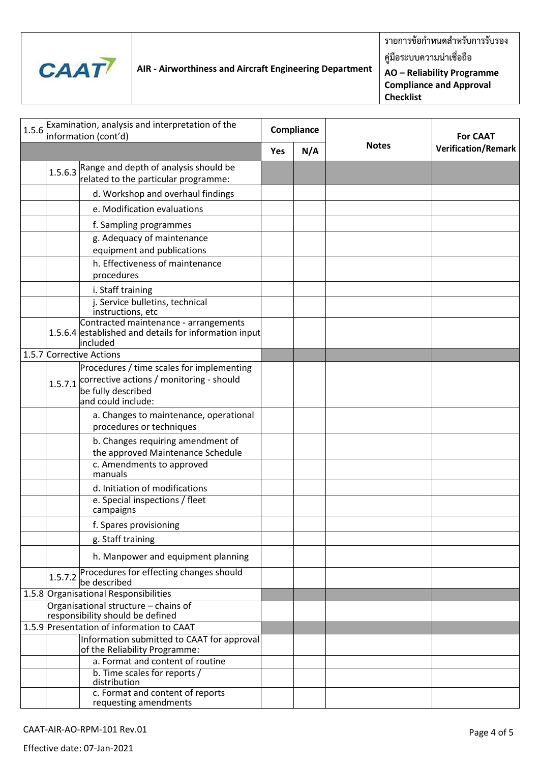| | | | Compliance | | Notes | For CAAT Verification/Remark |
|---|---|---|---|---|---|---|
| 1.5.6 | Examination, analysis and interpretation of the information (cont'd) | | Yes | N/A | | |
| | 1.5.6.3 | Range and depth of analysis should be related to the particular programme: | | | | |
| | | d. Workshop and overhaul findings | | | | |
| | | e. Modification evaluations | | | | |
| | | f. Sampling programmes | | | | |
| | | g. Adequacy of maintenance equipment and publications | | | | |
| | | h. Effectiveness of maintenance procedures | | | | |
| | | i. Staff training | | | | |
| | | j. Service bulletins, technical instructions, etc | | | | |
| | 1.5.6.4 | Contracted maintenance - arrangements established and details for information input included | | | | |
| 1.5.7 | Corrective Actions | | | | | |
| | 1.5.7.1 | Procedures / time scales for implementing corrective actions / monitoring - should be fully described and could include: | | | | |
| | | a. Changes to maintenance, operational procedures or techniques | | | | |
| | | b. Changes requiring amendment of the approved Maintenance Schedule | | | | |
| | | c. Amendments to approved manuals | | | | |
| | | d. Initiation of modifications | | | | |
| | | e. Special inspections / fleet campaigns | | | | |
| | | f. Spares provisioning | | | | |
| | | g. Staff training | | | | |
| | | h. Manpower and equipment planning | | | | |
| | 1.5.7.2 | Procedures for effecting changes should be described | | | | |
| 1.5.8 | Organisational Responsibilities | | | | | |
| | Organisational structure – chains of responsibility should be defined | | | | | |
| 1.5.9 | Presentation of information to CAAT | | | | | |
| | | Information submitted to CAAT for approval of the Reliability Programme: | | | | |
| | | a. Format and content of routine | | | | |
| | | b. Time scales for reports / distribution | | | | |
| | | c. Format and content of reports requesting amendments | | | | |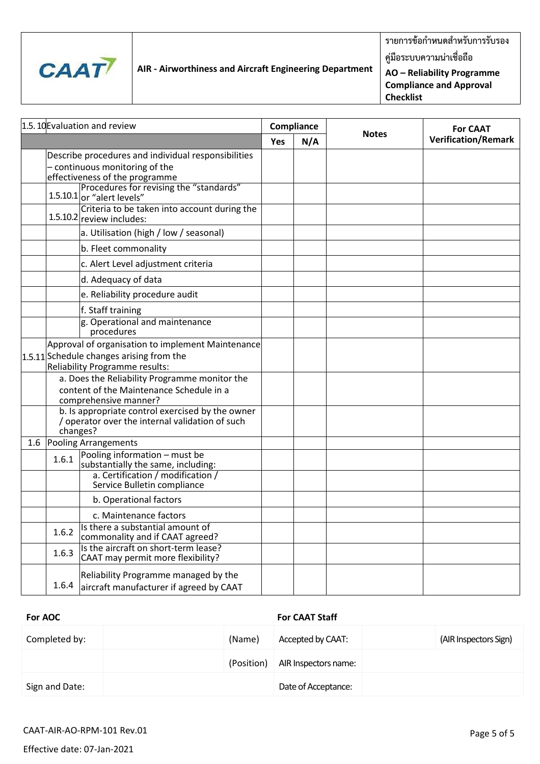| 1.5.10 Evaluation and review | | | Compliance | | Notes | For CAAT Verification/Remark |
|---|---|---|---|---|---|---|
| | | | Yes | N/A | | |
| | Describe procedures and individual responsibilities – continuous monitoring of the effectiveness of the programme | | | | | |
| | 1.5.10.1 | Procedures for revising the “standards” or “alert levels” | | | | |
| | 1.5.10.2 | Criteria to be taken into account during the review includes: | | | | |
| | | a. Utilisation (high / low / seasonal) | | | | |
| | | b. Fleet commonality | | | | |
| | | c. Alert Level adjustment criteria | | | | |
| | | d. Adequacy of data | | | | |
| | | e. Reliability procedure audit | | | | |
| | | f. Staff training | | | | |
| | | g. Operational and maintenance procedures | | | | |
| 1.5.11 | Approval of organisation to implement Maintenance Schedule changes arising from the Reliability Programme results: | | | | | |
| | a. Does the Reliability Programme monitor the content of the Maintenance Schedule in a comprehensive manner? | | | | | |
| | b. Is appropriate control exercised by the owner / operator over the internal validation of such changes? | | | | | |
| 1.6 | Pooling Arrangements | | | | | |
| | 1.6.1 | Pooling information – must be substantially the same, including: | | | | |
| | | a. Certification / modification / Service Bulletin compliance | | | | |
| | | b. Operational factors | | | | |
| | | c. Maintenance factors | | | | |
| | 1.6.2 | Is there a substantial amount of commonality and if CAAT agreed? | | | | |
| | 1.6.3 | Is the aircraft on short-term lease? CAAT may permit more flexibility? | | | | |
| | 1.6.4 | Reliability Programme managed by the aircraft manufacturer if agreed by CAAT | | | | |

| For AOC | | | For CAAT Staff | | |
|---|---|---|---|---|---|
| Completed by: | | (Name) | Accepted by CAAT: | | (AIR Inspectors Sign) |
| | | (Position) | AIR Inspectors name: | | |
| Sign and Date: | | | Date of Acceptance: | | |

CAAT-AIR-AO-RPM-101 Rev.01

Effective date: 07-Jan-2021